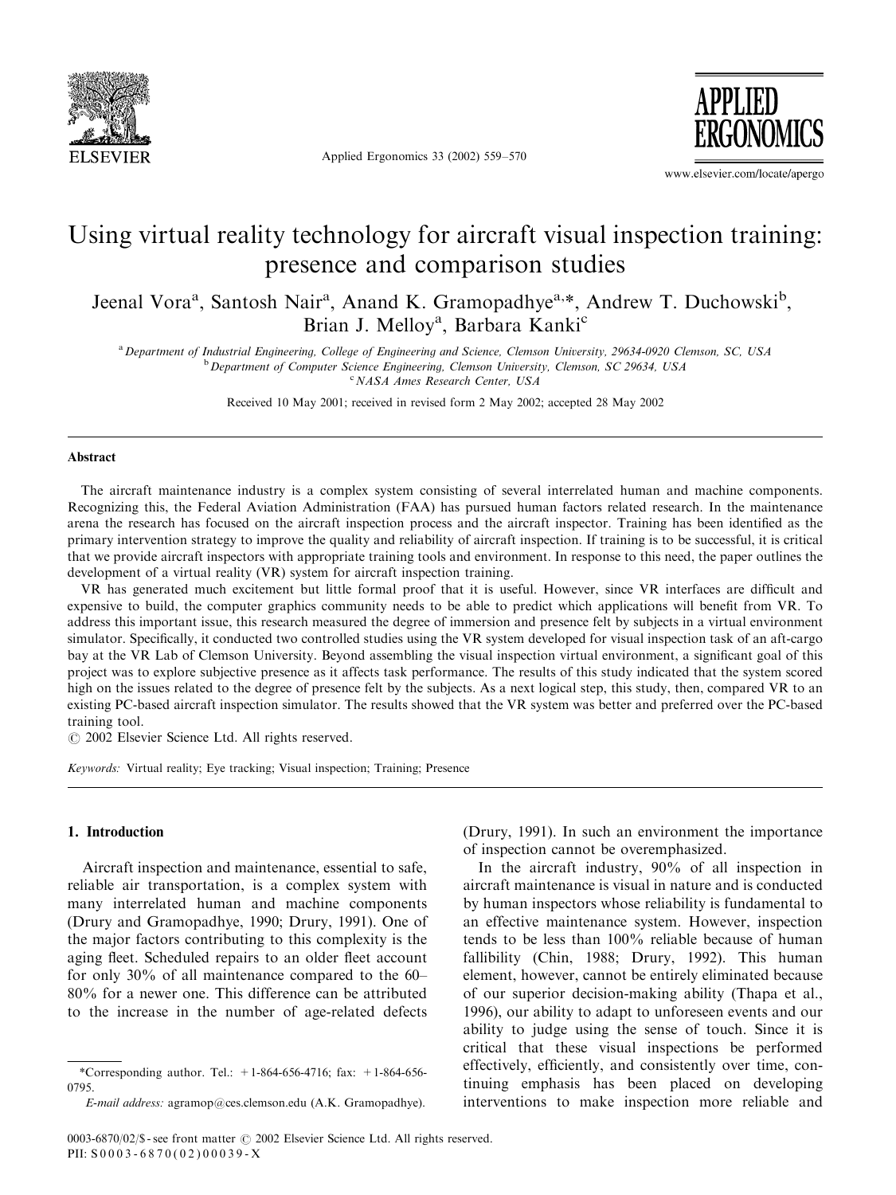# Using virtual reality technology for aircraft visual inspection training: presence and comparison studies

Jeenal Vora[a], Santosh Nair[a], Anand K. Gramopadhye[a,*], Andrew T. Duchowski[b], Brian J. Melloy[a], Barbara Kanki[c]

[a] Department of Industrial Engineering, College of Engineering and Science, Clemson University, 29634-0920 Clemson, SC, USA
[b] Department of Computer Science Engineering, Clemson University, Clemson, SC 29634, USA
[c] NASA Ames Research Center, USA

Received 10 May 2001; received in revised form 2 May 2002; accepted 28 May 2002

## Abstract

The aircraft maintenance industry is a complex system consisting of several interrelated human and machine components. Recognizing this, the Federal Aviation Administration (FAA) has pursued human factors related research. In the maintenance arena the research has focused on the aircraft inspection process and the aircraft inspector. Training has been identified as the primary intervention strategy to improve the quality and reliability of aircraft inspection. If training is to be successful, it is critical that we provide aircraft inspectors with appropriate training tools and environment. In response to this need, the paper outlines the development of a virtual reality (VR) system for aircraft inspection training.

VR has generated much excitement but little formal proof that it is useful. However, since VR interfaces are difficult and expensive to build, the computer graphics community needs to be able to predict which applications will benefit from VR. To address this important issue, this research measured the degree of immersion and presence felt by subjects in a virtual environment simulator. Specifically, it conducted two controlled studies using the VR system developed for visual inspection task of an aft-cargo bay at the VR Lab of Clemson University. Beyond assembling the visual inspection virtual environment, a significant goal of this project was to explore subjective presence as it affects task performance. The results of this study indicated that the system scored high on the issues related to the degree of presence felt by the subjects. As a next logical step, this study, then, compared VR to an existing PC-based aircraft inspection simulator. The results showed that the VR system was better and preferred over the PC-based training tool.

© 2002 Elsevier Science Ltd. All rights reserved.

*Keywords:* Virtual reality; Eye tracking; Visual inspection; Training; Presence

## 1. Introduction

Aircraft inspection and maintenance, essential to safe, reliable air transportation, is a complex system with many interrelated human and machine components (Drury and Gramopadhye, 1990; Drury, 1991). One of the major factors contributing to this complexity is the aging fleet. Scheduled repairs to an older fleet account for only 30% of all maintenance compared to the 60–80% for a newer one. This difference can be attributed to the increase in the number of age-related defects (Drury, 1991). In such an environment the importance of inspection cannot be overemphasized.

In the aircraft industry, 90% of all inspection in aircraft maintenance is visual in nature and is conducted by human inspectors whose reliability is fundamental to an effective maintenance system. However, inspection tends to be less than 100% reliable because of human fallibility (Chin, 1988; Drury, 1992). This human element, however, cannot be entirely eliminated because of our superior decision-making ability (Thapa et al., 1996), our ability to adapt to unforeseen events and our ability to judge using the sense of touch. Since it is critical that these visual inspections be performed effectively, efficiently, and consistently over time, continuing emphasis has been placed on developing interventions to make inspection more reliable and

*Corresponding author. Tel.: +1-864-656-4716; fax: +1-864-656-0795.
*E-mail address:* agramop@ces.clemson.edu (A.K. Gramopadhye).

0003-6870/02/$ - see front matter © 2002 Elsevier Science Ltd. All rights reserved.
PII: S0003-6870(02)00039-X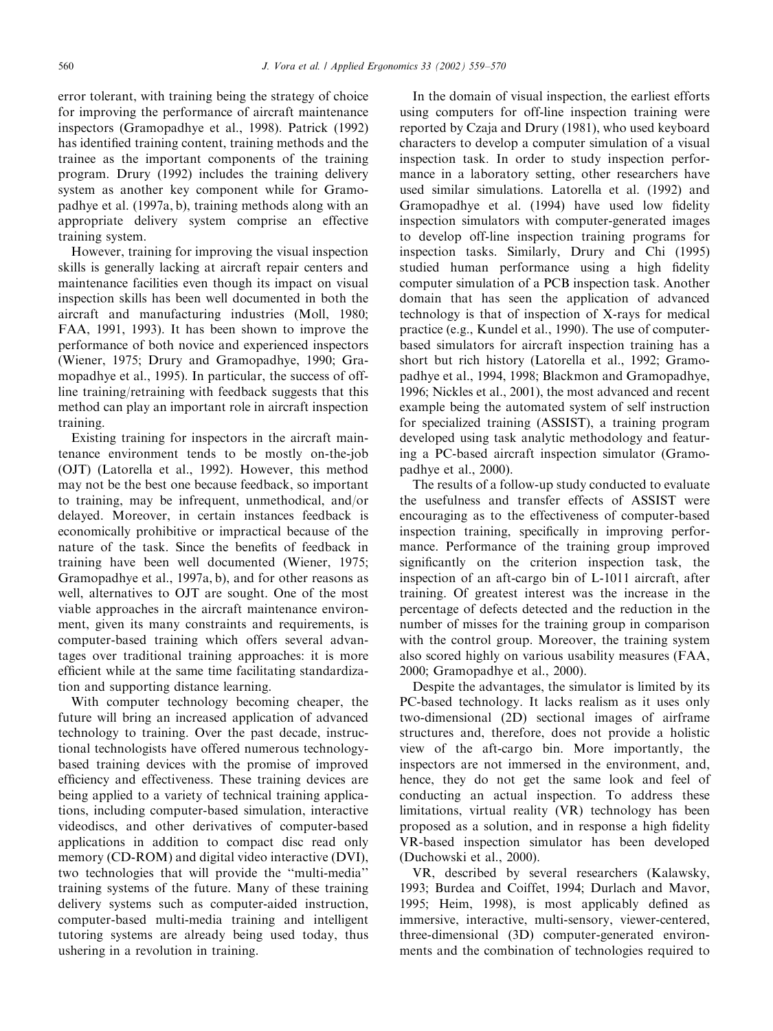error tolerant, with training being the strategy of choice for improving the performance of aircraft maintenance inspectors (Gramopadhye et al., 1998). Patrick (1992) has identified training content, training methods and the trainee as the important components of the training program. Drury (1992) includes the training delivery system as another key component while for Gramopadhye et al. (1997a, b), training methods along with an appropriate delivery system comprise an effective training system.

However, training for improving the visual inspection skills is generally lacking at aircraft repair centers and maintenance facilities even though its impact on visual inspection skills has been well documented in both the aircraft and manufacturing industries (Moll, 1980; FAA, 1991, 1993). It has been shown to improve the performance of both novice and experienced inspectors (Wiener, 1975; Drury and Gramopadhye, 1990; Gramopadhye et al., 1995). In particular, the success of off-line training/retraining with feedback suggests that this method can play an important role in aircraft inspection training.

Existing training for inspectors in the aircraft maintenance environment tends to be mostly on-the-job (OJT) (Latorella et al., 1992). However, this method may not be the best one because feedback, so important to training, may be infrequent, unmethodical, and/or delayed. Moreover, in certain instances feedback is economically prohibitive or impractical because of the nature of the task. Since the benefits of feedback in training have been well documented (Wiener, 1975; Gramopadhye et al., 1997a, b), and for other reasons as well, alternatives to OJT are sought. One of the most viable approaches in the aircraft maintenance environment, given its many constraints and requirements, is computer-based training which offers several advantages over traditional training approaches: it is more efficient while at the same time facilitating standardization and supporting distance learning.

With computer technology becoming cheaper, the future will bring an increased application of advanced technology to training. Over the past decade, instructional technologists have offered numerous technology-based training devices with the promise of improved efficiency and effectiveness. These training devices are being applied to a variety of technical training applications, including computer-based simulation, interactive videodiscs, and other derivatives of computer-based applications in addition to compact disc read only memory (CD-ROM) and digital video interactive (DVI), two technologies that will provide the "multi-media" training systems of the future. Many of these training delivery systems such as computer-aided instruction, computer-based multi-media training and intelligent tutoring systems are already being used today, thus ushering in a revolution in training.

In the domain of visual inspection, the earliest efforts using computers for off-line inspection training were reported by Czaja and Drury (1981), who used keyboard characters to develop a computer simulation of a visual inspection task. In order to study inspection performance in a laboratory setting, other researchers have used similar simulations. Latorella et al. (1992) and Gramopadhye et al. (1994) have used low fidelity inspection simulators with computer-generated images to develop off-line inspection training programs for inspection tasks. Similarly, Drury and Chi (1995) studied human performance using a high fidelity computer simulation of a PCB inspection task. Another domain that has seen the application of advanced technology is that of inspection of X-rays for medical practice (e.g., Kundel et al., 1990). The use of computer-based simulators for aircraft inspection training has a short but rich history (Latorella et al., 1992; Gramopadhye et al., 1994, 1998; Blackmon and Gramopadhye, 1996; Nickles et al., 2001), the most advanced and recent example being the automated system of self instruction for specialized training (ASSIST), a training program developed using task analytic methodology and featuring a PC-based aircraft inspection simulator (Gramopadhye et al., 2000).

The results of a follow-up study conducted to evaluate the usefulness and transfer effects of ASSIST were encouraging as to the effectiveness of computer-based inspection training, specifically in improving performance. Performance of the training group improved significantly on the criterion inspection task, the inspection of an aft-cargo bin of L-1011 aircraft, after training. Of greatest interest was the increase in the percentage of defects detected and the reduction in the number of misses for the training group in comparison with the control group. Moreover, the training system also scored highly on various usability measures (FAA, 2000; Gramopadhye et al., 2000).

Despite the advantages, the simulator is limited by its PC-based technology. It lacks realism as it uses only two-dimensional (2D) sectional images of airframe structures and, therefore, does not provide a holistic view of the aft-cargo bin. More importantly, the inspectors are not immersed in the environment, and, hence, they do not get the same look and feel of conducting an actual inspection. To address these limitations, virtual reality (VR) technology has been proposed as a solution, and in response a high fidelity VR-based inspection simulator has been developed (Duchowski et al., 2000).

VR, described by several researchers (Kalawsky, 1993; Burdea and Coiffet, 1994; Durlach and Mavor, 1995; Heim, 1998), is most applicably defined as immersive, interactive, multi-sensory, viewer-centered, three-dimensional (3D) computer-generated environments and the combination of technologies required to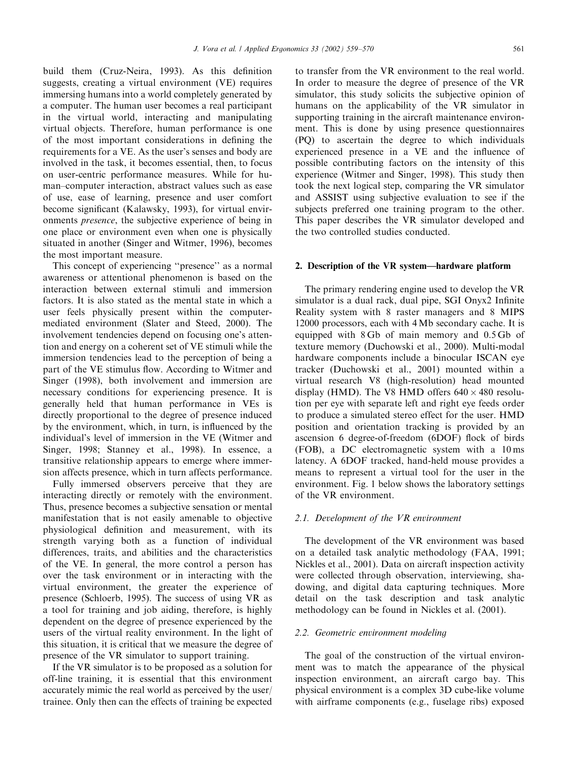build them (Cruz-Neira, 1993). As this definition suggests, creating a virtual environment (VE) requires immersing humans into a world completely generated by a computer. The human user becomes a real participant in the virtual world, interacting and manipulating virtual objects. Therefore, human performance is one of the most important considerations in defining the requirements for a VE. As the user's senses and body are involved in the task, it becomes essential, then, to focus on user-centric performance measures. While for human–computer interaction, abstract values such as ease of use, ease of learning, presence and user comfort become significant (Kalawsky, 1993), for virtual environments *presence*, the subjective experience of being in one place or environment even when one is physically situated in another (Singer and Witmer, 1996), becomes the most important measure.

This concept of experiencing "presence" as a normal awareness or attentional phenomenon is based on the interaction between external stimuli and immersion factors. It is also stated as the mental state in which a user feels physically present within the computer-mediated environment (Slater and Steed, 2000). The involvement tendencies depend on focusing one's attention and energy on a coherent set of VE stimuli while the immersion tendencies lead to the perception of being a part of the VE stimulus flow. According to Witmer and Singer (1998), both involvement and immersion are necessary conditions for experiencing presence. It is generally held that human performance in VEs is directly proportional to the degree of presence induced by the environment, which, in turn, is influenced by the individual's level of immersion in the VE (Witmer and Singer, 1998; Stanney et al., 1998). In essence, a transitive relationship appears to emerge where immersion affects presence, which in turn affects performance.

Fully immersed observers perceive that they are interacting directly or remotely with the environment. Thus, presence becomes a subjective sensation or mental manifestation that is not easily amenable to objective physiological definition and measurement, with its strength varying both as a function of individual differences, traits, and abilities and the characteristics of the VE. In general, the more control a person has over the task environment or in interacting with the virtual environment, the greater the experience of presence (Schloerb, 1995). The success of using VR as a tool for training and job aiding, therefore, is highly dependent on the degree of presence experienced by the users of the virtual reality environment. In the light of this situation, it is critical that we measure the degree of presence of the VR simulator to support training.

If the VR simulator is to be proposed as a solution for off-line training, it is essential that this environment accurately mimic the real world as perceived by the user/trainee. Only then can the effects of training be expected to transfer from the VR environment to the real world. In order to measure the degree of presence of the VR simulator, this study solicits the subjective opinion of humans on the applicability of the VR simulator in supporting training in the aircraft maintenance environment. This is done by using presence questionnaires (PQ) to ascertain the degree to which individuals experienced presence in a VE and the influence of possible contributing factors on the intensity of this experience (Witmer and Singer, 1998). This study then took the next logical step, comparing the VR simulator and ASSIST using subjective evaluation to see if the subjects preferred one training program to the other. This paper describes the VR simulator developed and the two controlled studies conducted.

## 2. Description of the VR system—hardware platform

The primary rendering engine used to develop the VR simulator is a dual rack, dual pipe, SGI Onyx2 Infinite Reality system with 8 raster managers and 8 MIPS 12000 processors, each with 4 Mb secondary cache. It is equipped with 8 Gb of main memory and 0.5 Gb of texture memory (Duchowski et al., 2000). Multi-modal hardware components include a binocular ISCAN eye tracker (Duchowski et al., 2001) mounted within a virtual research V8 (high-resolution) head mounted display (HMD). The V8 HMD offers $640 \times 480$ resolution per eye with separate left and right eye feeds order to produce a simulated stereo effect for the user. HMD position and orientation tracking is provided by an ascension 6 degree-of-freedom (6DOF) flock of birds (FOB), a DC electromagnetic system with a 10 ms latency. A 6DOF tracked, hand-held mouse provides a means to represent a virtual tool for the user in the environment. Fig. 1 below shows the laboratory settings of the VR environment.

### 2.1. Development of the VR environment

The development of the VR environment was based on a detailed task analytic methodology (FAA, 1991; Nickles et al., 2001). Data on aircraft inspection activity were collected through observation, interviewing, shadowing, and digital data capturing techniques. More detail on the task description and task analytic methodology can be found in Nickles et al. (2001).

### 2.2. Geometric environment modeling

The goal of the construction of the virtual environment was to match the appearance of the physical inspection environment, an aircraft cargo bay. This physical environment is a complex 3D cube-like volume with airframe components (e.g., fuselage ribs) exposed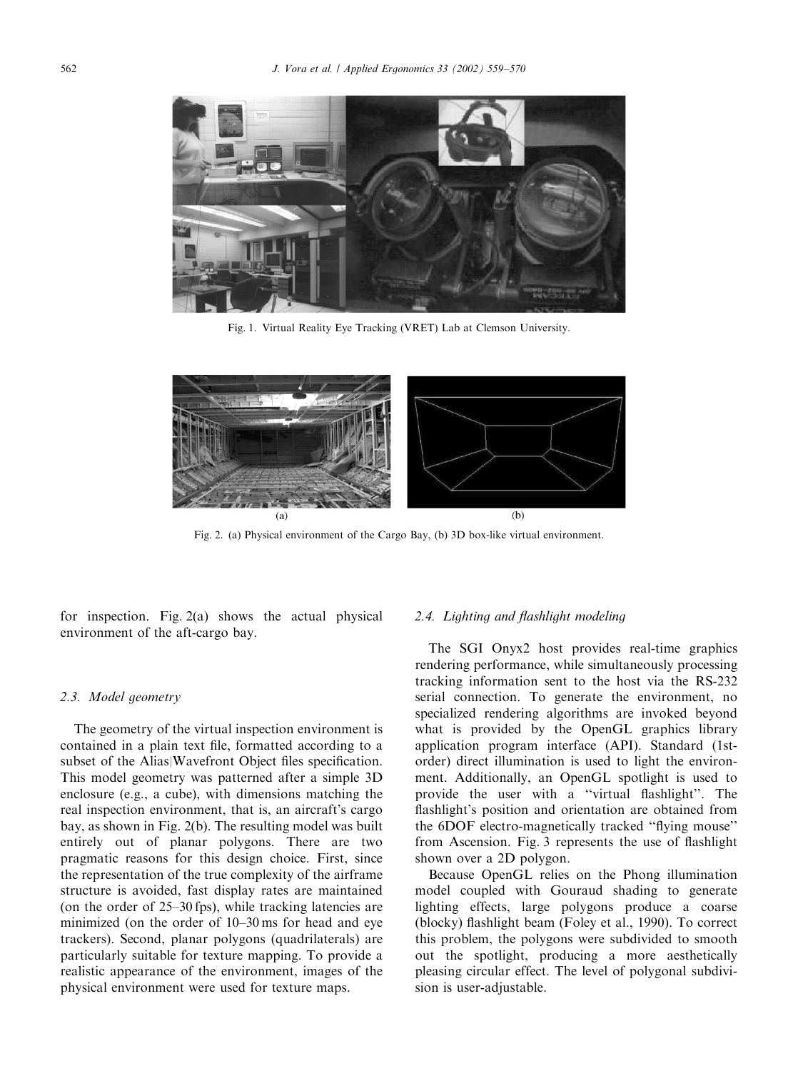Fig. 1. Virtual Reality Eye Tracking (VRET) Lab at Clemson University.

(a) (b)

Fig. 2. (a) Physical environment of the Cargo Bay, (b) 3D box-like virtual environment.

for inspection. Fig. 2(a) shows the actual physical environment of the aft-cargo bay.

### 2.3. Model geometry

The geometry of the virtual inspection environment is contained in a plain text file, formatted according to a subset of the Alias|Wavefront Object files specification. This model geometry was patterned after a simple 3D enclosure (e.g., a cube), with dimensions matching the real inspection environment, that is, an aircraft's cargo bay, as shown in Fig. 2(b). The resulting model was built entirely out of planar polygons. There are two pragmatic reasons for this design choice. First, since the representation of the true complexity of the airframe structure is avoided, fast display rates are maintained (on the order of 25–30 fps), while tracking latencies are minimized (on the order of 10–30 ms for head and eye trackers). Second, planar polygons (quadrilaterals) are particularly suitable for texture mapping. To provide a realistic appearance of the environment, images of the physical environment were used for texture maps.

### 2.4. Lighting and flashlight modeling

The SGI Onyx2 host provides real-time graphics rendering performance, while simultaneously processing tracking information sent to the host via the RS-232 serial connection. To generate the environment, no specialized rendering algorithms are invoked beyond what is provided by the OpenGL graphics library application program interface (API). Standard (1st-order) direct illumination is used to light the environment. Additionally, an OpenGL spotlight is used to provide the user with a "virtual flashlight". The flashlight's position and orientation are obtained from the 6DOF electro-magnetically tracked "flying mouse" from Ascension. Fig. 3 represents the use of flashlight shown over a 2D polygon.

Because OpenGL relies on the Phong illumination model coupled with Gouraud shading to generate lighting effects, large polygons produce a coarse (blocky) flashlight beam (Foley et al., 1990). To correct this problem, the polygons were subdivided to smooth out the spotlight, producing a more aesthetically pleasing circular effect. The level of polygonal subdivision is user-adjustable.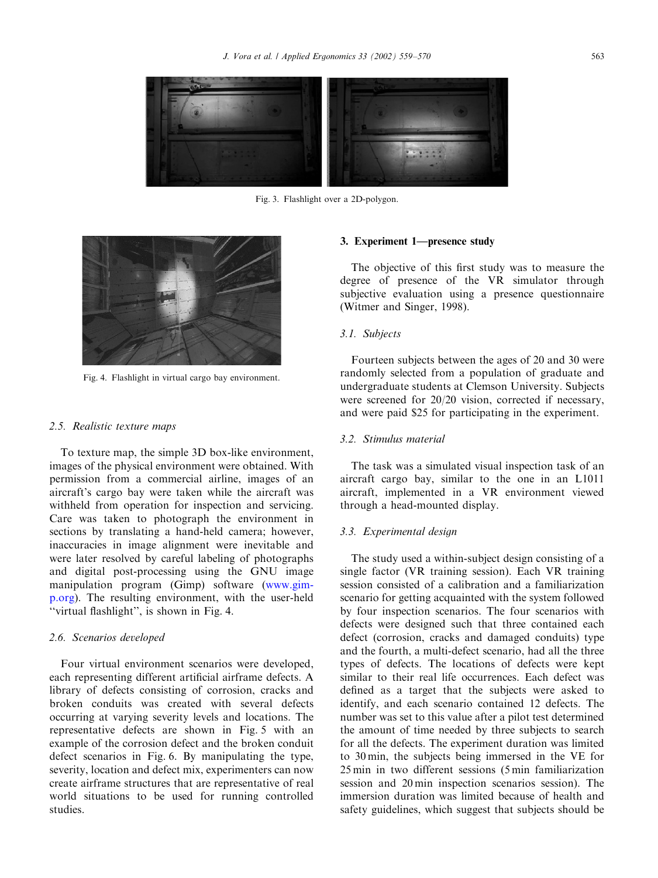Fig. 3. Flashlight over a 2D-polygon.

Fig. 4. Flashlight in virtual cargo bay environment.

### 2.5. Realistic texture maps

To texture map, the simple 3D box-like environment, images of the physical environment were obtained. With permission from a commercial airline, images of an aircraft's cargo bay were taken while the aircraft was withheld from operation for inspection and servicing. Care was taken to photograph the environment in sections by translating a hand-held camera; however, inaccuracies in image alignment were inevitable and were later resolved by careful labeling of photographs and digital post-processing using the GNU image manipulation program (Gimp) software (www.gimp.org). The resulting environment, with the user-held "virtual flashlight", is shown in Fig. 4.

### 2.6. Scenarios developed

Four virtual environment scenarios were developed, each representing different artificial airframe defects. A library of defects consisting of corrosion, cracks and broken conduits was created with several defects occurring at varying severity levels and locations. The representative defects are shown in Fig. 5 with an example of the corrosion defect and the broken conduit defect scenarios in Fig. 6. By manipulating the type, severity, location and defect mix, experimenters can now create airframe structures that are representative of real world situations to be used for running controlled studies.

## 3. Experiment 1—presence study

The objective of this first study was to measure the degree of presence of the VR simulator through subjective evaluation using a presence questionnaire (Witmer and Singer, 1998).

### 3.1. Subjects

Fourteen subjects between the ages of 20 and 30 were randomly selected from a population of graduate and undergraduate students at Clemson University. Subjects were screened for 20/20 vision, corrected if necessary, and were paid $25 for participating in the experiment.

### 3.2. Stimulus material

The task was a simulated visual inspection task of an aircraft cargo bay, similar to the one in an L1011 aircraft, implemented in a VR environment viewed through a head-mounted display.

### 3.3. Experimental design

The study used a within-subject design consisting of a single factor (VR training session). Each VR training session consisted of a calibration and a familiarization scenario for getting acquainted with the system followed by four inspection scenarios. The four scenarios with defects were designed such that three contained each defect (corrosion, cracks and damaged conduits) type and the fourth, a multi-defect scenario, had all the three types of defects. The locations of defects were kept similar to their real life occurrences. Each defect was defined as a target that the subjects were asked to identify, and each scenario contained 12 defects. The number was set to this value after a pilot test determined the amount of time needed by three subjects to search for all the defects. The experiment duration was limited to 30 min, the subjects being immersed in the VE for 25 min in two different sessions (5 min familiarization session and 20 min inspection scenarios session). The immersion duration was limited because of health and safety guidelines, which suggest that subjects should be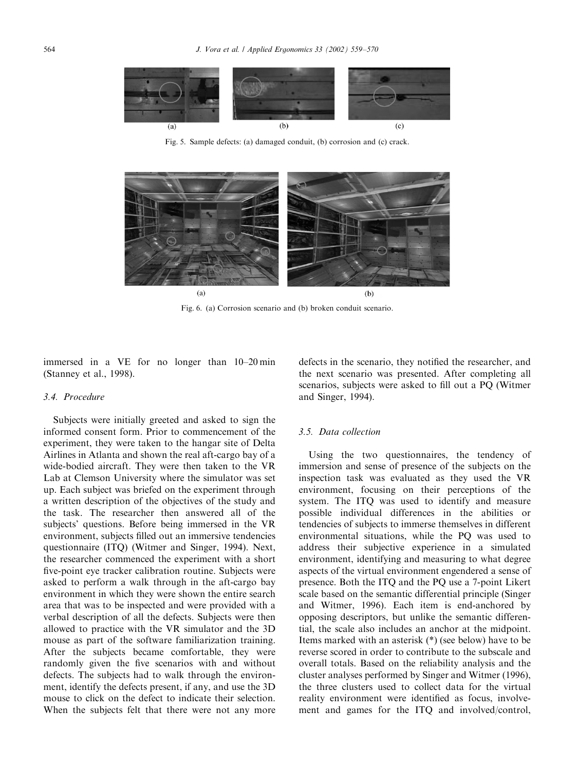(a) (b) (c)

Fig. 5. Sample defects: (a) damaged conduit, (b) corrosion and (c) crack.

(a) (b)

Fig. 6. (a) Corrosion scenario and (b) broken conduit scenario.

immersed in a VE for no longer than 10–20 min (Stanney et al., 1998).

### 3.4. Procedure

Subjects were initially greeted and asked to sign the informed consent form. Prior to commencement of the experiment, they were taken to the hangar site of Delta Airlines in Atlanta and shown the real aft-cargo bay of a wide-bodied aircraft. They were then taken to the VR Lab at Clemson University where the simulator was set up. Each subject was briefed on the experiment through a written description of the objectives of the study and the task. The researcher then answered all of the subjects' questions. Before being immersed in the VR environment, subjects filled out an immersive tendencies questionnaire (ITQ) (Witmer and Singer, 1994). Next, the researcher commenced the experiment with a short five-point eye tracker calibration routine. Subjects were asked to perform a walk through in the aft-cargo bay environment in which they were shown the entire search area that was to be inspected and were provided with a verbal description of all the defects. Subjects were then allowed to practice with the VR simulator and the 3D mouse as part of the software familiarization training. After the subjects became comfortable, they were randomly given the five scenarios with and without defects. The subjects had to walk through the environment, identify the defects present, if any, and use the 3D mouse to click on the defect to indicate their selection. When the subjects felt that there were not any more defects in the scenario, they notified the researcher, and the next scenario was presented. After completing all scenarios, subjects were asked to fill out a PQ (Witmer and Singer, 1994).

### 3.5. Data collection

Using the two questionnaires, the tendency of immersion and sense of presence of the subjects on the inspection task was evaluated as they used the VR environment, focusing on their perceptions of the system. The ITQ was used to identify and measure possible individual differences in the abilities or tendencies of subjects to immerse themselves in different environmental situations, while the PQ was used to address their subjective experience in a simulated environment, identifying and measuring to what degree aspects of the virtual environment engendered a sense of presence. Both the ITQ and the PQ use a 7-point Likert scale based on the semantic differential principle (Singer and Witmer, 1996). Each item is end-anchored by opposing descriptors, but unlike the semantic differential, the scale also includes an anchor at the midpoint. Items marked with an asterisk (*) (see below) have to be reverse scored in order to contribute to the subscale and overall totals. Based on the reliability analysis and the cluster analyses performed by Singer and Witmer (1996), the three clusters used to collect data for the virtual reality environment were identified as focus, involvement and games for the ITQ and involved/control,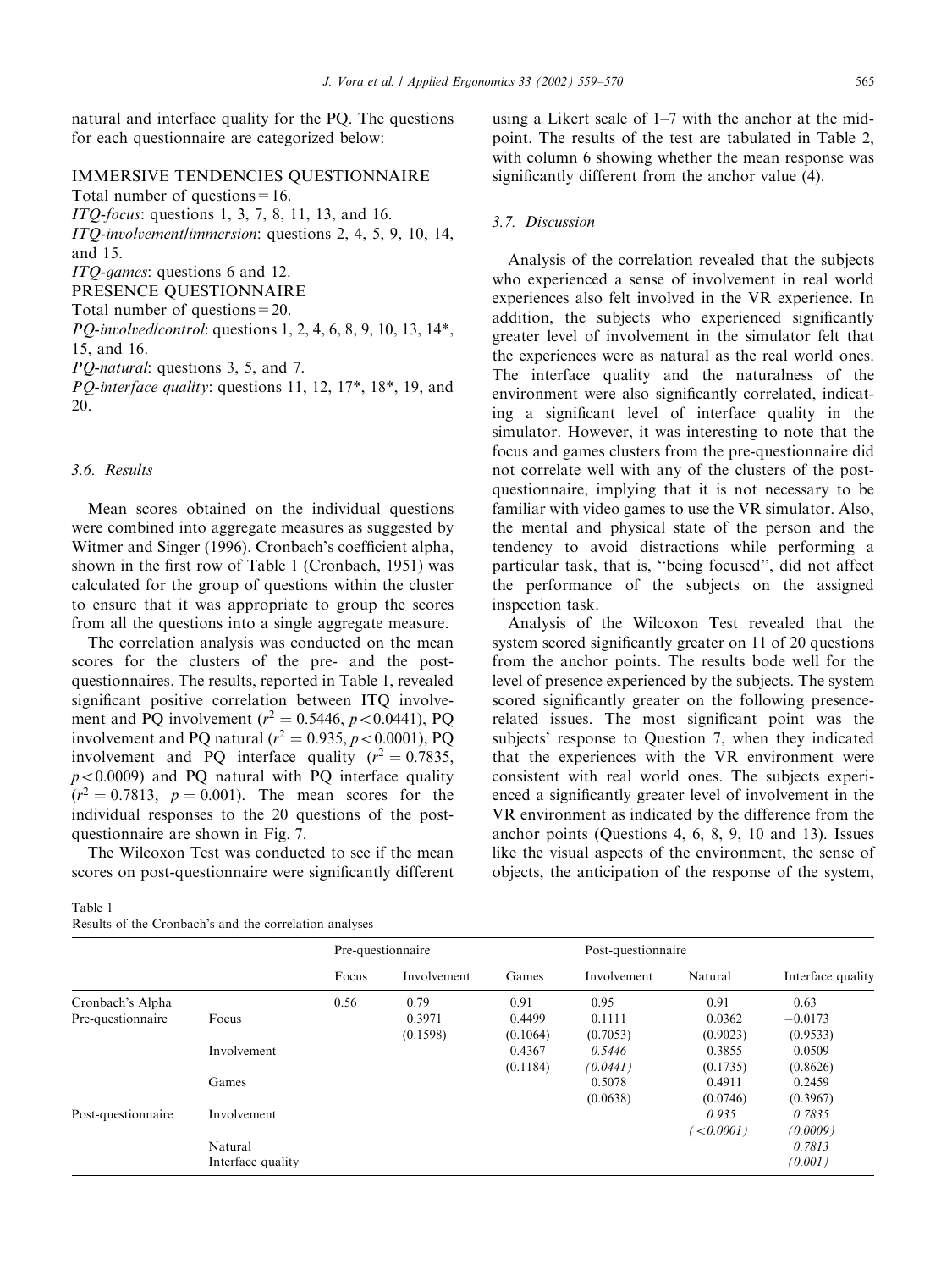natural and interface quality for the PQ. The questions for each questionnaire are categorized below:

IMMERSIVE TENDENCIES QUESTIONNAIRE

Total number of questions = 16.

*ITQ-focus*: questions 1, 3, 7, 8, 11, 13, and 16.

*ITQ-involvement/immersion*: questions 2, 4, 5, 9, 10, 14, and 15.

*ITQ-games*: questions 6 and 12.

PRESENCE QUESTIONNAIRE

Total number of questions = 20.

*PQ-involved/control*: questions 1, 2, 4, 6, 8, 9, 10, 13, 14*, 15, and 16.

*PQ-natural*: questions 3, 5, and 7.

*PQ-interface quality*: questions 11, 12, 17*, 18*, 19, and 20.

### 3.6. Results

Mean scores obtained on the individual questions were combined into aggregate measures as suggested by Witmer and Singer (1996). Cronbach's coefficient alpha, shown in the first row of Table 1 (Cronbach, 1951) was calculated for the group of questions within the cluster to ensure that it was appropriate to group the scores from all the questions into a single aggregate measure.

The correlation analysis was conducted on the mean scores for the clusters of the pre- and the post-questionnaires. The results, reported in Table 1, revealed significant positive correlation between ITQ involvement and PQ involvement ($r^2 = 0.5446$, $p < 0.0441$), PQ involvement and PQ natural ($r^2 = 0.935$, $p < 0.0001$), PQ involvement and PQ interface quality ($r^2 = 0.7835$, $p < 0.0009$) and PQ natural with PQ interface quality ($r^2 = 0.7813$, $p = 0.001$). The mean scores for the individual responses to the 20 questions of the post-questionnaire are shown in Fig. 7.

The Wilcoxon Test was conducted to see if the mean scores on post-questionnaire were significantly different using a Likert scale of 1–7 with the anchor at the mid-point. The results of the test are tabulated in Table 2, with column 6 showing whether the mean response was significantly different from the anchor value (4).

### 3.7. Discussion

Analysis of the correlation revealed that the subjects who experienced a sense of involvement in real world experiences also felt involved in the VR experience. In addition, the subjects who experienced significantly greater level of involvement in the simulator felt that the experiences were as natural as the real world ones. The interface quality and the naturalness of the environment were also significantly correlated, indicating a significant level of interface quality in the simulator. However, it was interesting to note that the focus and games clusters from the pre-questionnaire did not correlate well with any of the clusters of the post-questionnaire, implying that it is not necessary to be familiar with video games to use the VR simulator. Also, the mental and physical state of the person and the tendency to avoid distractions while performing a particular task, that is, "being focused", did not affect the performance of the subjects on the assigned inspection task.

Analysis of the Wilcoxon Test revealed that the system scored significantly greater on 11 of 20 questions from the anchor points. The results bode well for the level of presence experienced by the subjects. The system scored significantly greater on the following presence-related issues. The most significant point was the subjects' response to Question 7, when they indicated that the experiences with the VR environment were consistent with real world ones. The subjects experienced a significantly greater level of involvement in the VR environment as indicated by the difference from the anchor points (Questions 4, 6, 8, 9, 10 and 13). Issues like the visual aspects of the environment, the sense of objects, the anticipation of the response of the system,

Table 1
Results of the Cronbach's and the correlation analyses

| | | Pre-questionnaire | | | Post-questionnaire | | |
|---|---|---|---|---|---|---|---|
| | | Focus | Involvement | Games | Involvement | Natural | Interface quality |
| Cronbach's Alpha | | 0.56 | 0.79 | 0.91 | 0.95 | 0.91 | 0.63 |
| Pre-questionnaire | Focus | | 0.3971 (0.1598) | 0.4499 (0.1064) | 0.1111 (0.7053) | 0.0362 (0.9023) | −0.0173 (0.9533) |
| | Involvement | | | 0.4367 (0.1184) | *0.5446 (0.0441)* | 0.3855 (0.1735) | 0.0509 (0.8626) |
| | Games | | | | 0.5078 (0.0638) | 0.4911 (0.0746) | 0.2459 (0.3967) |
| Post-questionnaire | Involvement | | | | | *0.935 (<0.0001)* | *0.7835 (0.0009)* |
| | Natural | | | | | | *0.7813 (0.001)* |
| | Interface quality | | | | | | |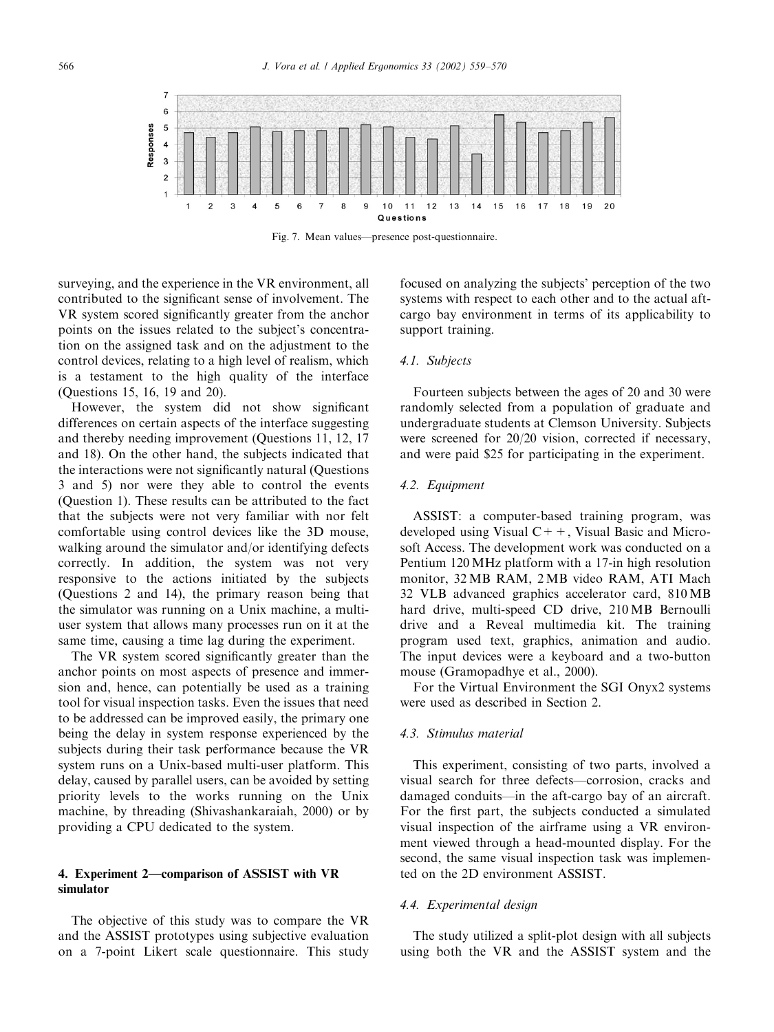Fig. 7. Mean values—presence post-questionnaire.

surveying, and the experience in the VR environment, all contributed to the significant sense of involvement. The VR system scored significantly greater from the anchor points on the issues related to the subject's concentration on the assigned task and on the adjustment to the control devices, relating to a high level of realism, which is a testament to the high quality of the interface (Questions 15, 16, 19 and 20).

However, the system did not show significant differences on certain aspects of the interface suggesting and thereby needing improvement (Questions 11, 12, 17 and 18). On the other hand, the subjects indicated that the interactions were not significantly natural (Questions 3 and 5) nor were they able to control the events (Question 1). These results can be attributed to the fact that the subjects were not very familiar with nor felt comfortable using control devices like the 3D mouse, walking around the simulator and/or identifying defects correctly. In addition, the system was not very responsive to the actions initiated by the subjects (Questions 2 and 14), the primary reason being that the simulator was running on a Unix machine, a multi-user system that allows many processes run on it at the same time, causing a time lag during the experiment.

The VR system scored significantly greater than the anchor points on most aspects of presence and immersion and, hence, can potentially be used as a training tool for visual inspection tasks. Even the issues that need to be addressed can be improved easily, the primary one being the delay in system response experienced by the subjects during their task performance because the VR system runs on a Unix-based multi-user platform. This delay, caused by parallel users, can be avoided by setting priority levels to the works running on the Unix machine, by threading (Shivashankaraiah, 2000) or by providing a CPU dedicated to the system.

## 4. Experiment 2—comparison of ASSIST with VR simulator

The objective of this study was to compare the VR and the ASSIST prototypes using subjective evaluation on a 7-point Likert scale questionnaire. This study focused on analyzing the subjects' perception of the two systems with respect to each other and to the actual aft-cargo bay environment in terms of its applicability to support training.

### 4.1. Subjects

Fourteen subjects between the ages of 20 and 30 were randomly selected from a population of graduate and undergraduate students at Clemson University. Subjects were screened for 20/20 vision, corrected if necessary, and were paid $25 for participating in the experiment.

### 4.2. Equipment

ASSIST: a computer-based training program, was developed using Visual C++, Visual Basic and Microsoft Access. The development work was conducted on a Pentium 120 MHz platform with a 17-in high resolution monitor, 32 MB RAM, 2 MB video RAM, ATI Mach 32 VLB advanced graphics accelerator card, 810 MB hard drive, multi-speed CD drive, 210 MB Bernoulli drive and a Reveal multimedia kit. The training program used text, graphics, animation and audio. The input devices were a keyboard and a two-button mouse (Gramopadhye et al., 2000).

For the Virtual Environment the SGI Onyx2 systems were used as described in Section 2.

### 4.3. Stimulus material

This experiment, consisting of two parts, involved a visual search for three defects—corrosion, cracks and damaged conduits—in the aft-cargo bay of an aircraft. For the first part, the subjects conducted a simulated visual inspection of the airframe using a VR environment viewed through a head-mounted display. For the second, the same visual inspection task was implemented on the 2D environment ASSIST.

### 4.4. Experimental design

The study utilized a split-plot design with all subjects using both the VR and the ASSIST system and the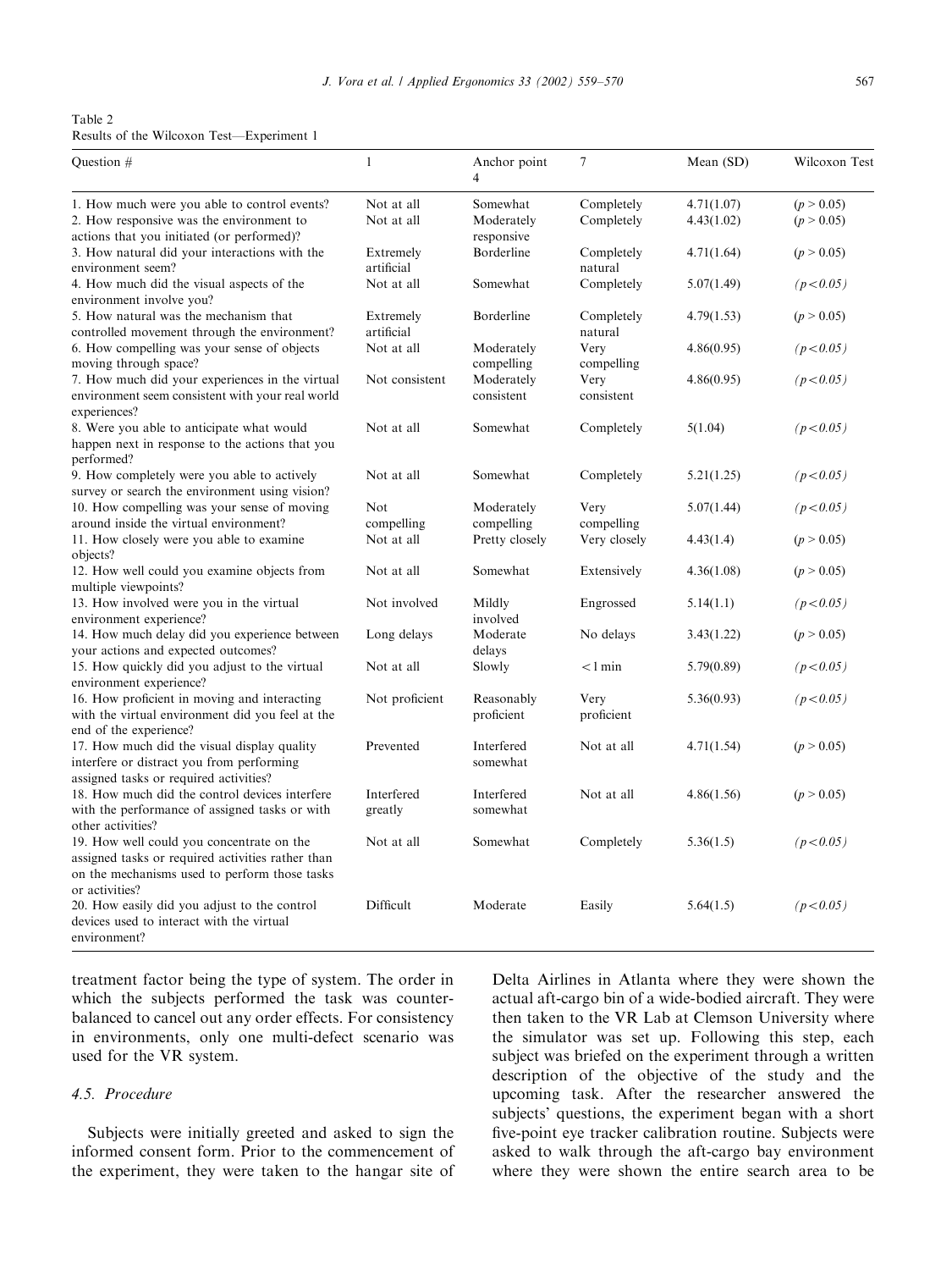Table 2
Results of the Wilcoxon Test—Experiment 1

| Question # | 1 | Anchor point 4 | 7 | Mean (SD) | Wilcoxon Test |
|---|---|---|---|---|---|
| 1. How much were you able to control events? | Not at all | Somewhat | Completely | 4.71(1.07) | ($p > 0.05$) |
| 2. How responsive was the environment to actions that you initiated (or performed)? | Not at all | Moderately responsive | Completely | 4.43(1.02) | ($p > 0.05$) |
| 3. How natural did your interactions with the environment seem? | Extremely artificial | Borderline | Completely natural | 4.71(1.64) | ($p > 0.05$) |
| 4. How much did the visual aspects of the environment involve you? | Not at all | Somewhat | Completely | 5.07(1.49) | *($p < 0.05$)* |
| 5. How natural was the mechanism that controlled movement through the environment? | Extremely artificial | Borderline | Completely natural | 4.79(1.53) | ($p > 0.05$) |
| 6. How compelling was your sense of objects moving through space? | Not at all | Moderately compelling | Very compelling | 4.86(0.95) | *($p < 0.05$)* |
| 7. How much did your experiences in the virtual environment seem consistent with your real world experiences? | Not consistent | Moderately consistent | Very consistent | 4.86(0.95) | *($p < 0.05$)* |
| 8. Were you able to anticipate what would happen next in response to the actions that you performed? | Not at all | Somewhat | Completely | 5(1.04) | *($p < 0.05$)* |
| 9. How completely were you able to actively survey or search the environment using vision? | Not at all | Somewhat | Completely | 5.21(1.25) | *($p < 0.05$)* |
| 10. How compelling was your sense of moving around inside the virtual environment? | Not compelling | Moderately compelling | Very compelling | 5.07(1.44) | *($p < 0.05$)* |
| 11. How closely were you able to examine objects? | Not at all | Pretty closely | Very closely | 4.43(1.4) | ($p > 0.05$) |
| 12. How well could you examine objects from multiple viewpoints? | Not at all | Somewhat | Extensively | 4.36(1.08) | ($p > 0.05$) |
| 13. How involved were you in the virtual environment experience? | Not involved | Mildly involved | Engrossed | 5.14(1.1) | *($p < 0.05$)* |
| 14. How much delay did you experience between your actions and expected outcomes? | Long delays | Moderate delays | No delays | 3.43(1.22) | ($p > 0.05$) |
| 15. How quickly did you adjust to the virtual environment experience? | Not at all | Slowly | <1 min | 5.79(0.89) | *($p < 0.05$)* |
| 16. How proficient in moving and interacting with the virtual environment did you feel at the end of the experience? | Not proficient | Reasonably proficient | Very proficient | 5.36(0.93) | *($p < 0.05$)* |
| 17. How much did the visual display quality interfere or distract you from performing assigned tasks or required activities? | Prevented | Interfered somewhat | Not at all | 4.71(1.54) | ($p > 0.05$) |
| 18. How much did the control devices interfere with the performance of assigned tasks or with other activities? | Interfered greatly | Interfered somewhat | Not at all | 4.86(1.56) | ($p > 0.05$) |
| 19. How well could you concentrate on the assigned tasks or required activities rather than on the mechanisms used to perform those tasks or activities? | Not at all | Somewhat | Completely | 5.36(1.5) | *($p < 0.05$)* |
| 20. How easily did you adjust to the control devices used to interact with the virtual environment? | Difficult | Moderate | Easily | 5.64(1.5) | *($p < 0.05$)* |

treatment factor being the type of system. The order in which the subjects performed the task was counter-balanced to cancel out any order effects. For consistency in environments, only one multi-defect scenario was used for the VR system.

### 4.5. Procedure

Subjects were initially greeted and asked to sign the informed consent form. Prior to the commencement of the experiment, they were taken to the hangar site of Delta Airlines in Atlanta where they were shown the actual aft-cargo bin of a wide-bodied aircraft. They were then taken to the VR Lab at Clemson University where the simulator was set up. Following this step, each subject was briefed on the experiment through a written description of the objective of the study and the upcoming task. After the researcher answered the subjects' questions, the experiment began with a short five-point eye tracker calibration routine. Subjects were asked to walk through the aft-cargo bay environment where they were shown the entire search area to be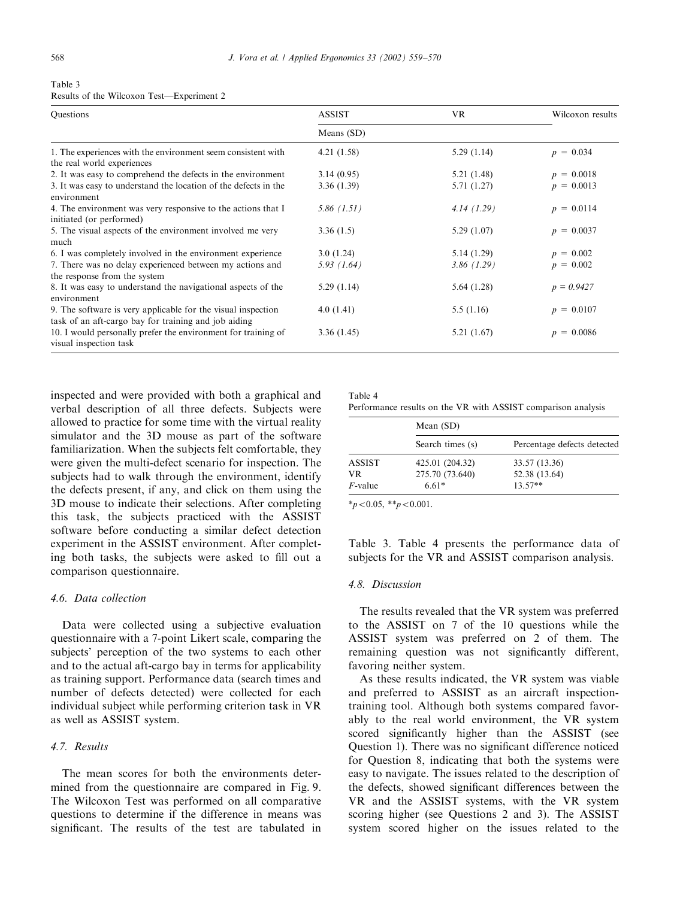Table 3
Results of the Wilcoxon Test—Experiment 2

| Questions | ASSIST | VR | Wilcoxon results |
|---|---|---|---|
| | Means (SD) | | |
| 1. The experiences with the environment seem consistent with the real world experiences | 4.21 (1.58) | 5.29 (1.14) | $p = 0.034$ |
| 2. It was easy to comprehend the defects in the environment | 3.14 (0.95) | 5.21 (1.48) | $p = 0.0018$ |
| 3. It was easy to understand the location of the defects in the environment | 3.36 (1.39) | 5.71 (1.27) | $p = 0.0013$ |
| 4. The environment was very responsive to the actions that I initiated (or performed) | *5.86 (1.51)* | *4.14 (1.29)* | $p = 0.0114$ |
| 5. The visual aspects of the environment involved me very much | 3.36 (1.5) | 5.29 (1.07) | $p = 0.0037$ |
| 6. I was completely involved in the environment experience | 3.0 (1.24) | 5.14 (1.29) | $p = 0.002$ |
| 7. There was no delay experienced between my actions and the response from the system | *5.93 (1.64)* | *3.86 (1.29)* | $p = 0.002$ |
| 8. It was easy to understand the navigational aspects of the environment | 5.29 (1.14) | 5.64 (1.28) | *p = 0.9427* |
| 9. The software is very applicable for the visual inspection task of an aft-cargo bay for training and job aiding | 4.0 (1.41) | 5.5 (1.16) | $p = 0.0107$ |
| 10. I would personally prefer the environment for training of visual inspection task | 3.36 (1.45) | 5.21 (1.67) | $p = 0.0086$ |

inspected and were provided with both a graphical and verbal description of all three defects. Subjects were allowed to practice for some time with the virtual reality simulator and the 3D mouse as part of the software familiarization. When the subjects felt comfortable, they were given the multi-defect scenario for inspection. The subjects had to walk through the environment, identify the defects present, if any, and click on them using the 3D mouse to indicate their selections. After completing this task, the subjects practiced with the ASSIST software before conducting a similar defect detection experiment in the ASSIST environment. After completing both tasks, the subjects were asked to fill out a comparison questionnaire.

### 4.6. Data collection

Data were collected using a subjective evaluation questionnaire with a 7-point Likert scale, comparing the subjects' perception of the two systems to each other and to the actual aft-cargo bay in terms for applicability as training support. Performance data (search times and number of defects detected) were collected for each individual subject while performing criterion task in VR as well as ASSIST system.

### 4.7. Results

The mean scores for both the environments determined from the questionnaire are compared in Fig. 9. The Wilcoxon Test was performed on all comparative questions to determine if the difference in means was significant. The results of the test are tabulated in Table 3. Table 4 presents the performance data of subjects for the VR and ASSIST comparison analysis.

Table 4
Performance results on the VR with ASSIST comparison analysis

| | Mean (SD) | |
|---|---|---|
| | Search times (s) | Percentage defects detected |
| ASSIST | 425.01 (204.32) | 33.57 (13.36) |
| VR | 275.70 (73.640) | 52.38 (13.64) |
| *F*-value | 6.61* | 13.57** |

*$p<0.05$, **$p<0.001$.

### 4.8. Discussion

The results revealed that the VR system was preferred to the ASSIST on 7 of the 10 questions while the ASSIST system was preferred on 2 of them. The remaining question was not significantly different, favoring neither system.

As these results indicated, the VR system was viable and preferred to ASSIST as an aircraft inspection-training tool. Although both systems compared favorably to the real world environment, the VR system scored significantly higher than the ASSIST (see Question 1). There was no significant difference noticed for Question 8, indicating that both the systems were easy to navigate. The issues related to the description of the defects, showed significant differences between the VR and the ASSIST systems, with the VR system scoring higher (see Questions 2 and 3). The ASSIST system scored higher on the issues related to the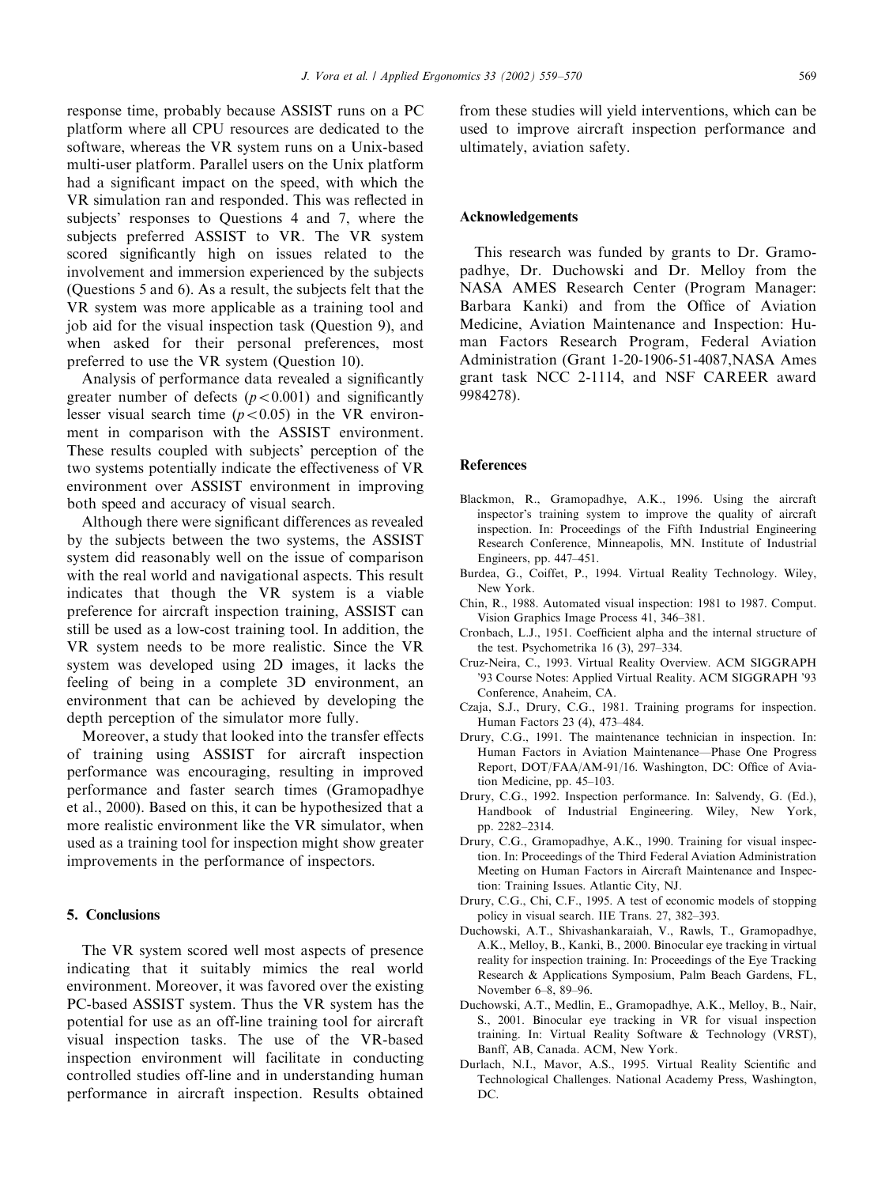response time, probably because ASSIST runs on a PC platform where all CPU resources are dedicated to the software, whereas the VR system runs on a Unix-based multi-user platform. Parallel users on the Unix platform had a significant impact on the speed, with which the VR simulation ran and responded. This was reflected in subjects' responses to Questions 4 and 7, where the subjects preferred ASSIST to VR. The VR system scored significantly high on issues related to the involvement and immersion experienced by the subjects (Questions 5 and 6). As a result, the subjects felt that the VR system was more applicable as a training tool and job aid for the visual inspection task (Question 9), and when asked for their personal preferences, most preferred to use the VR system (Question 10).

Analysis of performance data revealed a significantly greater number of defects ($p<0.001$) and significantly lesser visual search time ($p<0.05$) in the VR environment in comparison with the ASSIST environment. These results coupled with subjects' perception of the two systems potentially indicate the effectiveness of VR environment over ASSIST environment in improving both speed and accuracy of visual search.

Although there were significant differences as revealed by the subjects between the two systems, the ASSIST system did reasonably well on the issue of comparison with the real world and navigational aspects. This result indicates that though the VR system is a viable preference for aircraft inspection training, ASSIST can still be used as a low-cost training tool. In addition, the VR system needs to be more realistic. Since the VR system was developed using 2D images, it lacks the feeling of being in a complete 3D environment, an environment that can be achieved by developing the depth perception of the simulator more fully.

Moreover, a study that looked into the transfer effects of training using ASSIST for aircraft inspection performance was encouraging, resulting in improved performance and faster search times (Gramopadhye et al., 2000). Based on this, it can be hypothesized that a more realistic environment like the VR simulator, when used as a training tool for inspection might show greater improvements in the performance of inspectors.

## 5. Conclusions

The VR system scored well most aspects of presence indicating that it suitably mimics the real world environment. Moreover, it was favored over the existing PC-based ASSIST system. Thus the VR system has the potential for use as an off-line training tool for aircraft visual inspection tasks. The use of the VR-based inspection environment will facilitate in conducting controlled studies off-line and in understanding human performance in aircraft inspection. Results obtained from these studies will yield interventions, which can be used to improve aircraft inspection performance and ultimately, aviation safety.

## Acknowledgements

This research was funded by grants to Dr. Gramopadhye, Dr. Duchowski and Dr. Melloy from the NASA AMES Research Center (Program Manager: Barbara Kanki) and from the Office of Aviation Medicine, Aviation Maintenance and Inspection: Human Factors Research Program, Federal Aviation Administration (Grant 1-20-1906-51-4087,NASA Ames grant task NCC 2-1114, and NSF CAREER award 9984278).

## References

Blackmon, R., Gramopadhye, A.K., 1996. Using the aircraft inspector's training system to improve the quality of aircraft inspection. In: Proceedings of the Fifth Industrial Engineering Research Conference, Minneapolis, MN. Institute of Industrial Engineers, pp. 447–451.

Burdea, G., Coiffet, P., 1994. Virtual Reality Technology. Wiley, New York.

Chin, R., 1988. Automated visual inspection: 1981 to 1987. Comput. Vision Graphics Image Process 41, 346–381.

Cronbach, L.J., 1951. Coefficient alpha and the internal structure of the test. Psychometrika 16 (3), 297–334.

Cruz-Neira, C., 1993. Virtual Reality Overview. ACM SIGGRAPH '93 Course Notes: Applied Virtual Reality. ACM SIGGRAPH '93 Conference, Anaheim, CA.

Czaja, S.J., Drury, C.G., 1981. Training programs for inspection. Human Factors 23 (4), 473–484.

Drury, C.G., 1991. The maintenance technician in inspection. In: Human Factors in Aviation Maintenance—Phase One Progress Report, DOT/FAA/AM-91/16. Washington, DC: Office of Aviation Medicine, pp. 45–103.

Drury, C.G., 1992. Inspection performance. In: Salvendy, G. (Ed.), Handbook of Industrial Engineering. Wiley, New York, pp. 2282–2314.

Drury, C.G., Gramopadhye, A.K., 1990. Training for visual inspection. In: Proceedings of the Third Federal Aviation Administration Meeting on Human Factors in Aircraft Maintenance and Inspection: Training Issues. Atlantic City, NJ.

Drury, C.G., Chi, C.F., 1995. A test of economic models of stopping policy in visual search. IIE Trans. 27, 382–393.

Duchowski, A.T., Shivashankaraiah, V., Rawls, T., Gramopadhye, A.K., Melloy, B., Kanki, B., 2000. Binocular eye tracking in virtual reality for inspection training. In: Proceedings of the Eye Tracking Research & Applications Symposium, Palm Beach Gardens, FL, November 6–8, 89–96.

Duchowski, A.T., Medlin, E., Gramopadhye, A.K., Melloy, B., Nair, S., 2001. Binocular eye tracking in VR for visual inspection training. In: Virtual Reality Software & Technology (VRST), Banff, AB, Canada. ACM, New York.

Durlach, N.I., Mavor, A.S., 1995. Virtual Reality Scientific and Technological Challenges. National Academy Press, Washington, DC.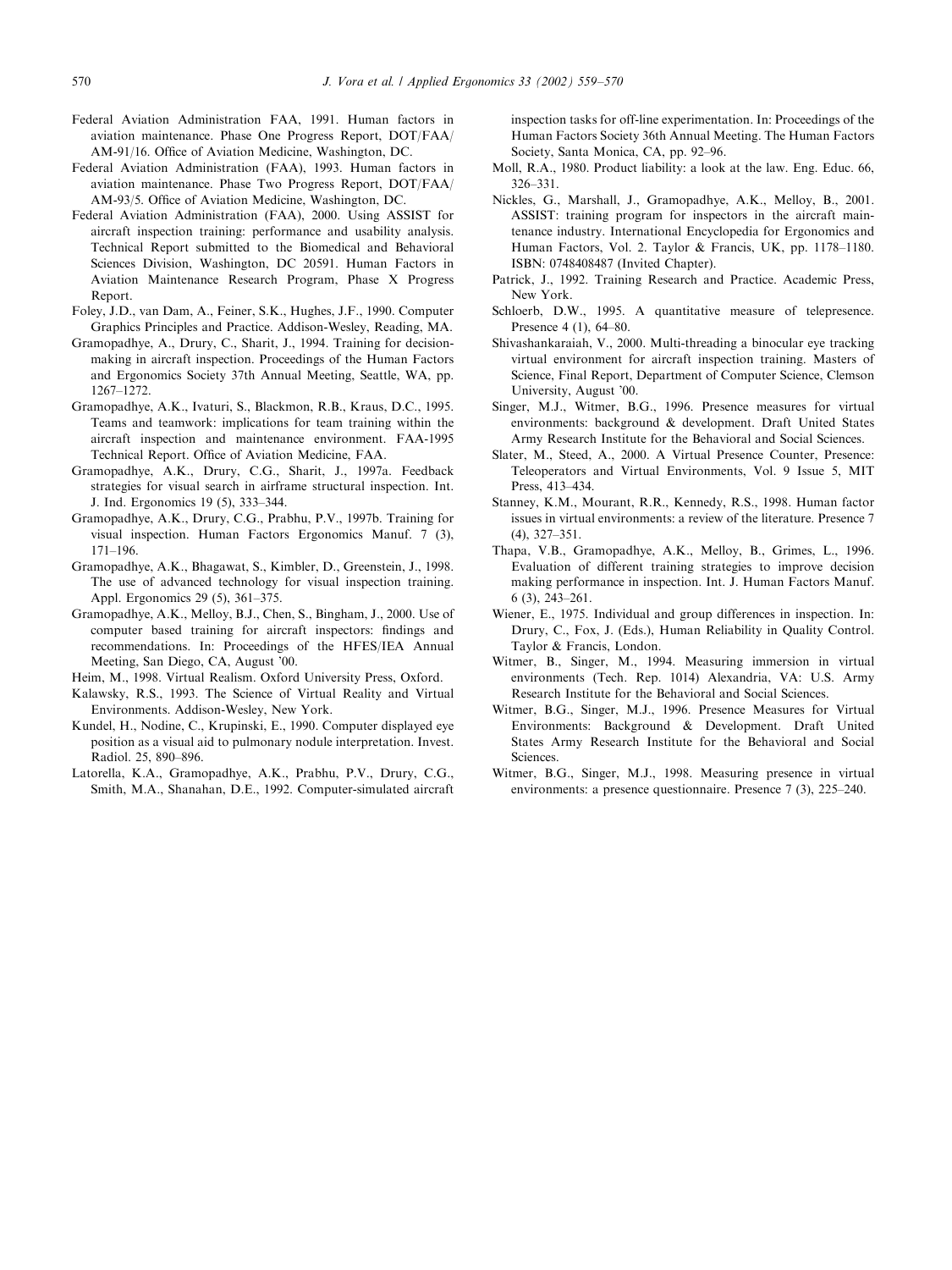Federal Aviation Administration FAA, 1991. Human factors in aviation maintenance. Phase One Progress Report, DOT/FAA/AM-91/16. Office of Aviation Medicine, Washington, DC.

Federal Aviation Administration (FAA), 1993. Human factors in aviation maintenance. Phase Two Progress Report, DOT/FAA/AM-93/5. Office of Aviation Medicine, Washington, DC.

Federal Aviation Administration (FAA), 2000. Using ASSIST for aircraft inspection training: performance and usability analysis. Technical Report submitted to the Biomedical and Behavioral Sciences Division, Washington, DC 20591. Human Factors in Aviation Maintenance Research Program, Phase X Progress Report.

Foley, J.D., van Dam, A., Feiner, S.K., Hughes, J.F., 1990. Computer Graphics Principles and Practice. Addison-Wesley, Reading, MA.

Gramopadhye, A., Drury, C., Sharit, J., 1994. Training for decision-making in aircraft inspection. Proceedings of the Human Factors and Ergonomics Society 37th Annual Meeting, Seattle, WA, pp. 1267–1272.

Gramopadhye, A.K., Ivaturi, S., Blackmon, R.B., Kraus, D.C., 1995. Teams and teamwork: implications for team training within the aircraft inspection and maintenance environment. FAA-1995 Technical Report. Office of Aviation Medicine, FAA.

Gramopadhye, A.K., Drury, C.G., Sharit, J., 1997a. Feedback strategies for visual search in airframe structural inspection. Int. J. Ind. Ergonomics 19 (5), 333–344.

Gramopadhye, A.K., Drury, C.G., Prabhu, P.V., 1997b. Training for visual inspection. Human Factors Ergonomics Manuf. 7 (3), 171–196.

Gramopadhye, A.K., Bhagawat, S., Kimbler, D., Greenstein, J., 1998. The use of advanced technology for visual inspection training. Appl. Ergonomics 29 (5), 361–375.

Gramopadhye, A.K., Melloy, B.J., Chen, S., Bingham, J., 2000. Use of computer based training for aircraft inspectors: findings and recommendations. In: Proceedings of the HFES/IEA Annual Meeting, San Diego, CA, August '00.

Heim, M., 1998. Virtual Realism. Oxford University Press, Oxford.

Kalawsky, R.S., 1993. The Science of Virtual Reality and Virtual Environments. Addison-Wesley, New York.

Kundel, H., Nodine, C., Krupinski, E., 1990. Computer displayed eye position as a visual aid to pulmonary nodule interpretation. Invest. Radiol. 25, 890–896.

Latorella, K.A., Gramopadhye, A.K., Prabhu, P.V., Drury, C.G., Smith, M.A., Shanahan, D.E., 1992. Computer-simulated aircraft inspection tasks for off-line experimentation. In: Proceedings of the Human Factors Society 36th Annual Meeting. The Human Factors Society, Santa Monica, CA, pp. 92–96.

Moll, R.A., 1980. Product liability: a look at the law. Eng. Educ. 66, 326–331.

Nickles, G., Marshall, J., Gramopadhye, A.K., Melloy, B., 2001. ASSIST: training program for inspectors in the aircraft maintenance industry. International Encyclopedia for Ergonomics and Human Factors, Vol. 2. Taylor & Francis, UK, pp. 1178–1180. ISBN: 0748408487 (Invited Chapter).

Patrick, J., 1992. Training Research and Practice. Academic Press, New York.

Schloerb, D.W., 1995. A quantitative measure of telepresence. Presence 4 (1), 64–80.

Shivashankaraiah, V., 2000. Multi-threading a binocular eye tracking virtual environment for aircraft inspection training. Masters of Science, Final Report, Department of Computer Science, Clemson University, August '00.

Singer, M.J., Witmer, B.G., 1996. Presence measures for virtual environments: background & development. Draft United States Army Research Institute for the Behavioral and Social Sciences.

Slater, M., Steed, A., 2000. A Virtual Presence Counter, Presence: Teleoperators and Virtual Environments, Vol. 9 Issue 5, MIT Press, 413–434.

Stanney, K.M., Mourant, R.R., Kennedy, R.S., 1998. Human factor issues in virtual environments: a review of the literature. Presence 7 (4), 327–351.

Thapa, V.B., Gramopadhye, A.K., Melloy, B., Grimes, L., 1996. Evaluation of different training strategies to improve decision making performance in inspection. Int. J. Human Factors Manuf. 6 (3), 243–261.

Wiener, E., 1975. Individual and group differences in inspection. In: Drury, C., Fox, J. (Eds.), Human Reliability in Quality Control. Taylor & Francis, London.

Witmer, B., Singer, M., 1994. Measuring immersion in virtual environments (Tech. Rep. 1014) Alexandria, VA: U.S. Army Research Institute for the Behavioral and Social Sciences.

Witmer, B.G., Singer, M.J., 1996. Presence Measures for Virtual Environments: Background & Development. Draft United States Army Research Institute for the Behavioral and Social Sciences.

Witmer, B.G., Singer, M.J., 1998. Measuring presence in virtual environments: a presence questionnaire. Presence 7 (3), 225–240.